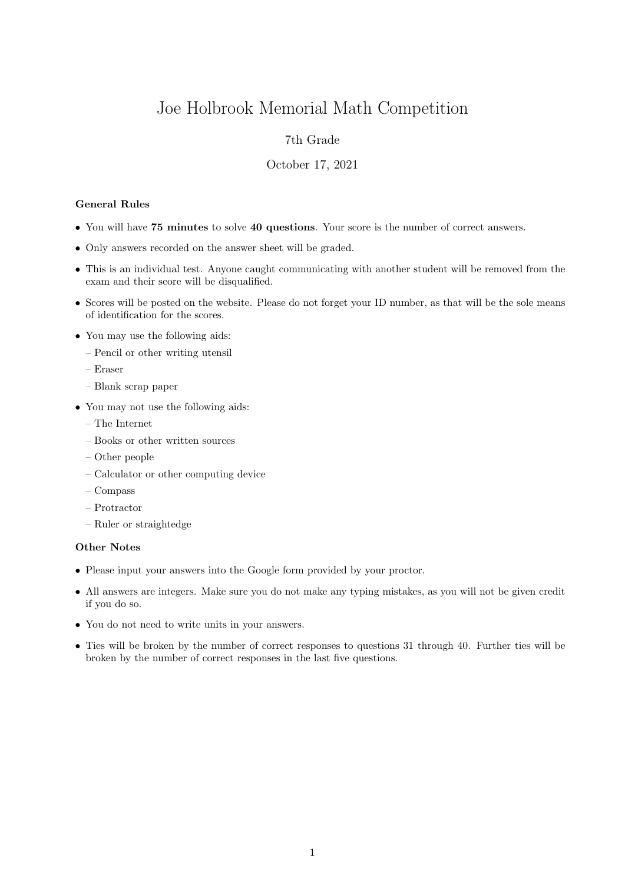# Joe Holbrook Memorial Math Competition

7th Grade

October 17, 2021

**General Rules**

- You will have **75 minutes** to solve **40 questions**. Your score is the number of correct answers.
- Only answers recorded on the answer sheet will be graded.
- This is an individual test. Anyone caught communicating with another student will be removed from the exam and their score will be disqualified.
- Scores will be posted on the website. Please do not forget your ID number, as that will be the sole means of identification for the scores.
- You may use the following aids:
  - Pencil or other writing utensil
  - Eraser
  - Blank scrap paper
- You may not use the following aids:
  - The Internet
  - Books or other written sources
  - Other people
  - Calculator or other computing device
  - Compass
  - Protractor
  - Ruler or straightedge

**Other Notes**

- Please input your answers into the Google form provided by your proctor.
- All answers are integers. Make sure you do not make any typing mistakes, as you will not be given credit if you do so.
- You do not need to write units in your answers.
- Ties will be broken by the number of correct responses to questions 31 through 40. Further ties will be broken by the number of correct responses in the last five questions.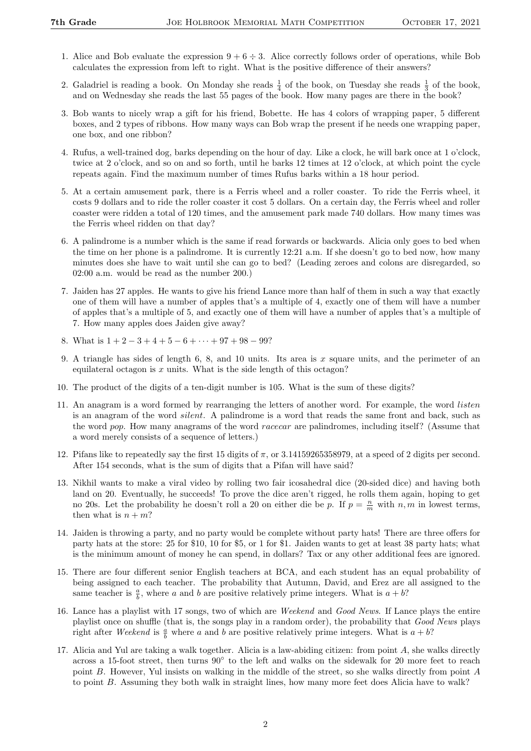1. Alice and Bob evaluate the expression $9 + 6 \div 3$. Alice correctly follows order of operations, while Bob calculates the expression from left to right. What is the positive difference of their answers?

2. Galadriel is reading a book. On Monday she reads $\frac{1}{4}$ of the book, on Tuesday she reads $\frac{1}{3}$ of the book, and on Wednesday she reads the last 55 pages of the book. How many pages are there in the book?

3. Bob wants to nicely wrap a gift for his friend, Bobette. He has 4 colors of wrapping paper, 5 different boxes, and 2 types of ribbons. How many ways can Bob wrap the present if he needs one wrapping paper, one box, and one ribbon?

4. Rufus, a well-trained dog, barks depending on the hour of day. Like a clock, he will bark once at 1 o'clock, twice at 2 o'clock, and so on and so forth, until he barks 12 times at 12 o'clock, at which point the cycle repeats again. Find the maximum number of times Rufus barks within a 18 hour period.

5. At a certain amusement park, there is a Ferris wheel and a roller coaster. To ride the Ferris wheel, it costs 9 dollars and to ride the roller coaster it cost 5 dollars. On a certain day, the Ferris wheel and roller coaster were ridden a total of 120 times, and the amusement park made 740 dollars. How many times was the Ferris wheel ridden on that day?

6. A palindrome is a number which is the same if read forwards or backwards. Alicia only goes to bed when the time on her phone is a palindrome. It is currently 12:21 a.m. If she doesn't go to bed now, how many minutes does she have to wait until she can go to bed? (Leading zeroes and colons are disregarded, so 02:00 a.m. would be read as the number 200.)

7. Jaiden has 27 apples. He wants to give his friend Lance more than half of them in such a way that exactly one of them will have a number of apples that's a multiple of 4, exactly one of them will have a number of apples that's a multiple of 5, and exactly one of them will have a number of apples that's a multiple of 7. How many apples does Jaiden give away?

8. What is $1 + 2 - 3 + 4 + 5 - 6 + \cdots + 97 + 98 - 99$?

9. A triangle has sides of length 6, 8, and 10 units. Its area is $x$ square units, and the perimeter of an equilateral octagon is $x$ units. What is the side length of this octagon?

10. The product of the digits of a ten-digit number is 105. What is the sum of these digits?

11. An anagram is a word formed by rearranging the letters of another word. For example, the word *listen* is an anagram of the word *silent*. A palindrome is a word that reads the same front and back, such as the word *pop*. How many anagrams of the word *racecar* are palindromes, including itself? (Assume that a word merely consists of a sequence of letters.)

12. Pifans like to repeatedly say the first 15 digits of $\pi$, or 3.14159265358979, at a speed of 2 digits per second. After 154 seconds, what is the sum of digits that a Pifan will have said?

13. Nikhil wants to make a viral video by rolling two fair icosahedral dice (20-sided dice) and having both land on 20. Eventually, he succeeds! To prove the dice aren't rigged, he rolls them again, hoping to get no 20s. Let the probability he doesn't roll a 20 on either die be $p$. If $p = \frac{n}{m}$ with $n, m$ in lowest terms, then what is $n + m$?

14. Jaiden is throwing a party, and no party would be complete without party hats! There are three offers for party hats at the store: 25 for \$10, 10 for \$5, or 1 for \$1. Jaiden wants to get at least 38 party hats; what is the minimum amount of money he can spend, in dollars? Tax or any other additional fees are ignored.

15. There are four different senior English teachers at BCA, and each student has an equal probability of being assigned to each teacher. The probability that Autumn, David, and Erez are all assigned to the same teacher is $\frac{a}{b}$, where $a$ and $b$ are positive relatively prime integers. What is $a + b$?

16. Lance has a playlist with 17 songs, two of which are *Weekend* and *Good News*. If Lance plays the entire playlist once on shuffle (that is, the songs play in a random order), the probability that *Good News* plays right after *Weekend* is $\frac{a}{b}$ where $a$ and $b$ are positive relatively prime integers. What is $a + b$?

17. Alicia and Yul are taking a walk together. Alicia is a law-abiding citizen: from point $A$, she walks directly across a 15-foot street, then turns $90^\circ$ to the left and walks on the sidewalk for 20 more feet to reach point $B$. However, Yul insists on walking in the middle of the street, so she walks directly from point $A$ to point $B$. Assuming they both walk in straight lines, how many more feet does Alicia have to walk?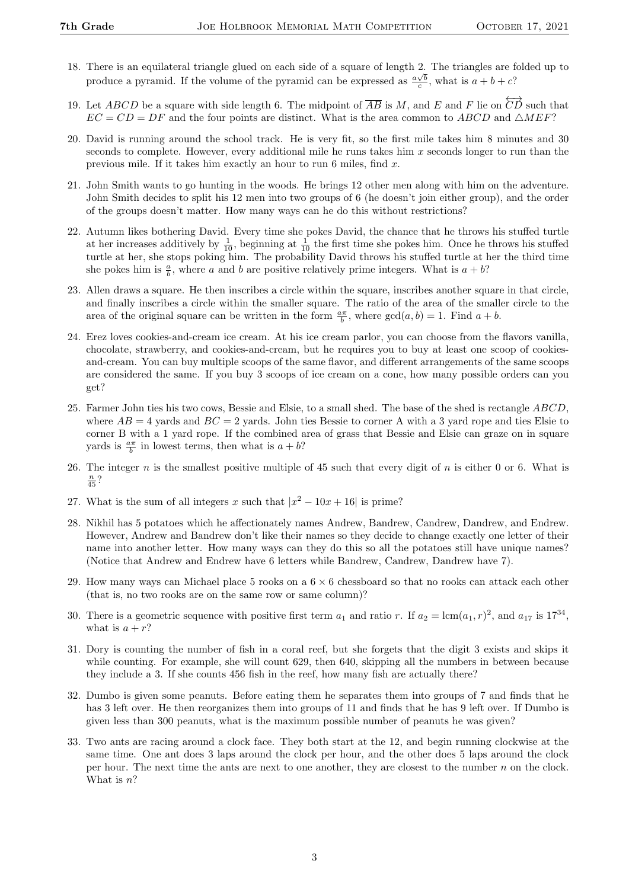18. There is an equilateral triangle glued on each side of a square of length 2. The triangles are folded up to produce a pyramid. If the volume of the pyramid can be expressed as $\frac{a\sqrt{b}}{c}$, what is $a + b + c$?

19. Let $ABCD$ be a square with side length 6. The midpoint of $\overline{AB}$ is $M$, and $E$ and $F$ lie on $\overleftrightarrow{CD}$ such that $EC = CD = DF$ and the four points are distinct. What is the area common to $ABCD$ and $\triangle MEF$?

20. David is running around the school track. He is very fit, so the first mile takes him 8 minutes and 30 seconds to complete. However, every additional mile he runs takes him $x$ seconds longer to run than the previous mile. If it takes him exactly an hour to run 6 miles, find $x$.

21. John Smith wants to go hunting in the woods. He brings 12 other men along with him on the adventure. John Smith decides to split his 12 men into two groups of 6 (he doesn't join either group), and the order of the groups doesn't matter. How many ways can he do this without restrictions?

22. Autumn likes bothering David. Every time she pokes David, the chance that he throws his stuffed turtle at her increases additively by $\frac{1}{10}$, beginning at $\frac{1}{10}$ the first time she pokes him. Once he throws his stuffed turtle at her, she stops poking him. The probability David throws his stuffed turtle at her the third time she pokes him is $\frac{a}{b}$, where $a$ and $b$ are positive relatively prime integers. What is $a + b$?

23. Allen draws a square. He then inscribes a circle within the square, inscribes another square in that circle, and finally inscribes a circle within the smaller square. The ratio of the area of the smaller circle to the area of the original square can be written in the form $\frac{a\pi}{b}$, where $\gcd(a, b) = 1$. Find $a + b$.

24. Erez loves cookies-and-cream ice cream. At his ice cream parlor, you can choose from the flavors vanilla, chocolate, strawberry, and cookies-and-cream, but he requires you to buy at least one scoop of cookies-and-cream. You can buy multiple scoops of the same flavor, and different arrangements of the same scoops are considered the same. If you buy 3 scoops of ice cream on a cone, how many possible orders can you get?

25. Farmer John ties his two cows, Bessie and Elsie, to a small shed. The base of the shed is rectangle $ABCD$, where $AB = 4$ yards and $BC = 2$ yards. John ties Bessie to corner A with a 3 yard rope and ties Elsie to corner B with a 1 yard rope. If the combined area of grass that Bessie and Elsie can graze on in square yards is $\frac{a\pi}{b}$ in lowest terms, then what is $a + b$?

26. The integer $n$ is the smallest positive multiple of 45 such that every digit of $n$ is either 0 or 6. What is $\frac{n}{45}$?

27. What is the sum of all integers $x$ such that $|x^2 - 10x + 16|$ is prime?

28. Nikhil has 5 potatoes which he affectionately names Andrew, Bandrew, Candrew, Dandrew, and Endrew. However, Andrew and Bandrew don't like their names so they decide to change exactly one letter of their name into another letter. How many ways can they do this so all the potatoes still have unique names? (Notice that Andrew and Endrew have 6 letters while Bandrew, Candrew, Dandrew have 7).

29. How many ways can Michael place 5 rooks on a $6 \times 6$ chessboard so that no rooks can attack each other (that is, no two rooks are on the same row or same column)?

30. There is a geometric sequence with positive first term $a_1$ and ratio $r$. If $a_2 = \text{lcm}(a_1, r)^2$, and $a_{17}$ is $17^{34}$, what is $a + r$?

31. Dory is counting the number of fish in a coral reef, but she forgets that the digit 3 exists and skips it while counting. For example, she will count 629, then 640, skipping all the numbers in between because they include a 3. If she counts 456 fish in the reef, how many fish are actually there?

32. Dumbo is given some peanuts. Before eating them he separates them into groups of 7 and finds that he has 3 left over. He then reorganizes them into groups of 11 and finds that he has 9 left over. If Dumbo is given less than 300 peanuts, what is the maximum possible number of peanuts he was given?

33. Two ants are racing around a clock face. They both start at the 12, and begin running clockwise at the same time. One ant does 3 laps around the clock per hour, and the other does 5 laps around the clock per hour. The next time the ants are next to one another, they are closest to the number $n$ on the clock. What is $n$?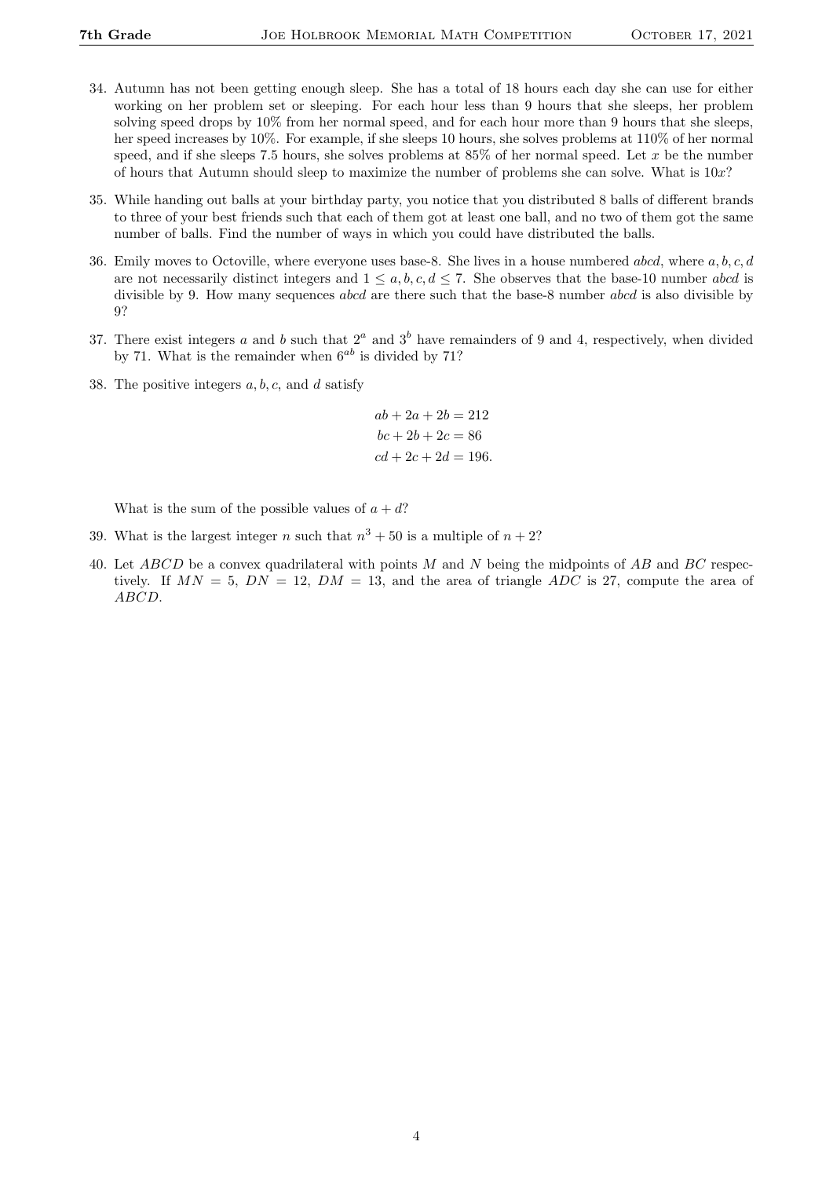34. Autumn has not been getting enough sleep. She has a total of 18 hours each day she can use for either working on her problem set or sleeping. For each hour less than 9 hours that she sleeps, her problem solving speed drops by 10% from her normal speed, and for each hour more than 9 hours that she sleeps, her speed increases by 10%. For example, if she sleeps 10 hours, she solves problems at 110% of her normal speed, and if she sleeps 7.5 hours, she solves problems at 85% of her normal speed. Let $x$ be the number of hours that Autumn should sleep to maximize the number of problems she can solve. What is $10x$?

35. While handing out balls at your birthday party, you notice that you distributed 8 balls of different brands to three of your best friends such that each of them got at least one ball, and no two of them got the same number of balls. Find the number of ways in which you could have distributed the balls.

36. Emily moves to Octoville, where everyone uses base-8. She lives in a house numbered $abcd$, where $a, b, c, d$ are not necessarily distinct integers and $1 \leq a, b, c, d \leq 7$. She observes that the base-10 number $abcd$ is divisible by 9. How many sequences $abcd$ are there such that the base-8 number $abcd$ is also divisible by 9?

37. There exist integers $a$ and $b$ such that $2^a$ and $3^b$ have remainders of 9 and 4, respectively, when divided by 71. What is the remainder when $6^{ab}$ is divided by 71?

38. The positive integers $a, b, c,$ and $d$ satisfy

$$ab + 2a + 2b = 212$$
$$bc + 2b + 2c = 86$$
$$cd + 2c + 2d = 196.$$

What is the sum of the possible values of $a + d$?

39. What is the largest integer $n$ such that $n^3 + 50$ is a multiple of $n + 2$?

40. Let $ABCD$ be a convex quadrilateral with points $M$ and $N$ being the midpoints of $AB$ and $BC$ respectively. If $MN = 5$, $DN = 12$, $DM = 13$, and the area of triangle $ADC$ is 27, compute the area of $ABCD$.